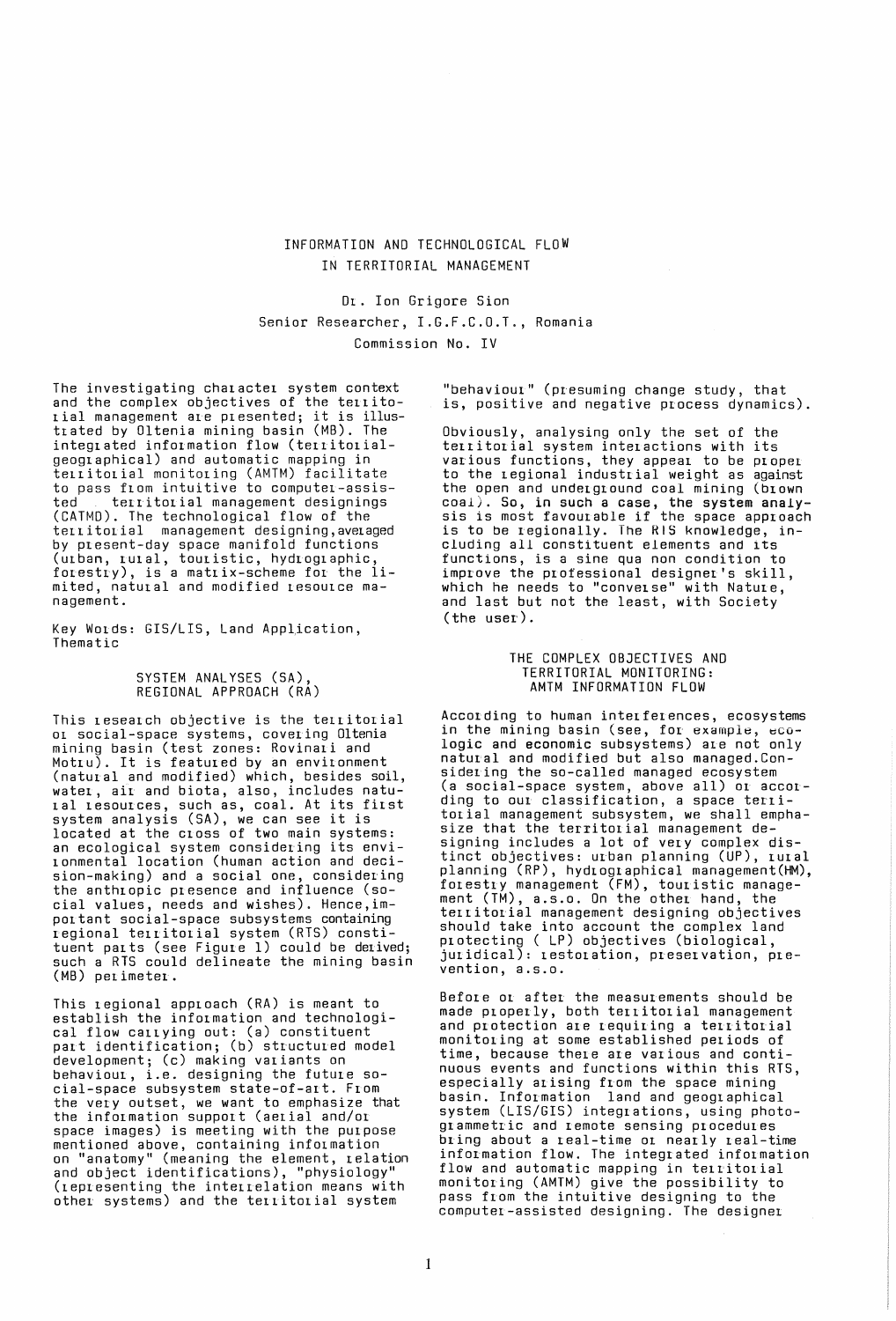# INFORMATION AND TECHNOLOGICAL FLOW IN TERRITORIAL MANAGEMENT

Dr. Ion Grigore Sion
Senior Researcher, I.G.F.C.O.T., Romania
Commission No. IV

The investigating character system context and the complex objectives of the territorial management are presented; it is illustrated by Oltenia mining basin (MB). The integrated information flow (territorial-geographical) and automatic mapping in territorial monitoring (AMTM) facilitate to pass from intuitive to computer-assisted territorial management designings (CATMD). The technological flow of the territorial management designing, averaged by present-day space manifold functions (urban, rural, touristic, hydrographic, forestry), is a matrix-scheme for the limited, natural and modified resource management.

Key Words: GIS/LIS, Land Application, Thematic

## SYSTEM ANALYSES (SA), REGIONAL APPROACH (RA)

This research objective is the territorial or social-space systems, covering Oltenia mining basin (test zones: Rovinari and Motru). It is featured by an environment (natural and modified) which, besides soil, water, air and biota, also, includes natural resources, such as, coal. At its first system analysis (SA), we can see it is located at the cross of two main systems: an ecological system considering its environmental location (human action and decision-making) and a social one, considering the anthropic presence and influence (social values, needs and wishes). Hence, important social-space subsystems containing regional territorial system (RTS) constituent parts (see Figure 1) could be derived; such a RTS could delineate the mining basin (MB) perimeter.

This regional approach (RA) is meant to establish the information and technological flow carrying out: (a) constituent part identification; (b) structured model development; (c) making variants on behaviour, i.e. designing the future social-space subsystem state-of-art. From the very outset, we want to emphasize that the information support (aerial and/or space images) is meeting with the purpose mentioned above, containing information on "anatomy" (meaning the element, relation and object identifications), "physiology" (representing the interrelation means with other systems) and the territorial system "behaviour" (presuming change study, that is, positive and negative process dynamics).

Obviously, analysing only the set of the territorial system interactions with its various functions, they appear to be proper to the regional industrial weight as against the open and underground coal mining (brown coal). So, in such a case, the system analysis is most favourable if the space approach is to be regionally. The RTS knowledge, including all constituent elements and its functions, is a sine qua non condition to improve the professional designer's skill, which he needs to "converse" with Nature, and last but not the least, with Society (the user).

## THE COMPLEX OBJECTIVES AND TERRITORIAL MONITORING: AMTM INFORMATION FLOW

According to human interferences, ecosystems in the mining basin (see, for example, ecologic and economic subsystems) are not only natural and modified but also managed. Considering the so-called managed ecosystem (a social-space system, above all) or according to our classification, a space territorial management subsystem, we shall emphasize that the territorial management designing includes a lot of very complex distinct objectives: urban planning (UP), rural planning (RP), hydrographical management (HM), forestry management (FM), touristic management (TM), a.s.o. On the other hand, the territorial management designing objectives should take into account the complex land protecting ( LP) objectives (biological, juridical): restoration, preservation, prevention, a.s.o.

Before or after the measurements should be made properly, both territorial management and protection are requiring a territorial monitoring at some established periods of time, because there are various and continuous events and functions within this RTS, especially arising from the space mining basin. Information land and geographical system (LIS/GIS) integrations, using photogrammetric and remote sensing procedures bring about a real-time or nearly real-time information flow. The integrated information flow and automatic mapping in territorial monitoring (AMTM) give the possibility to pass from the intuitive designing to the computer-assisted designing. The designer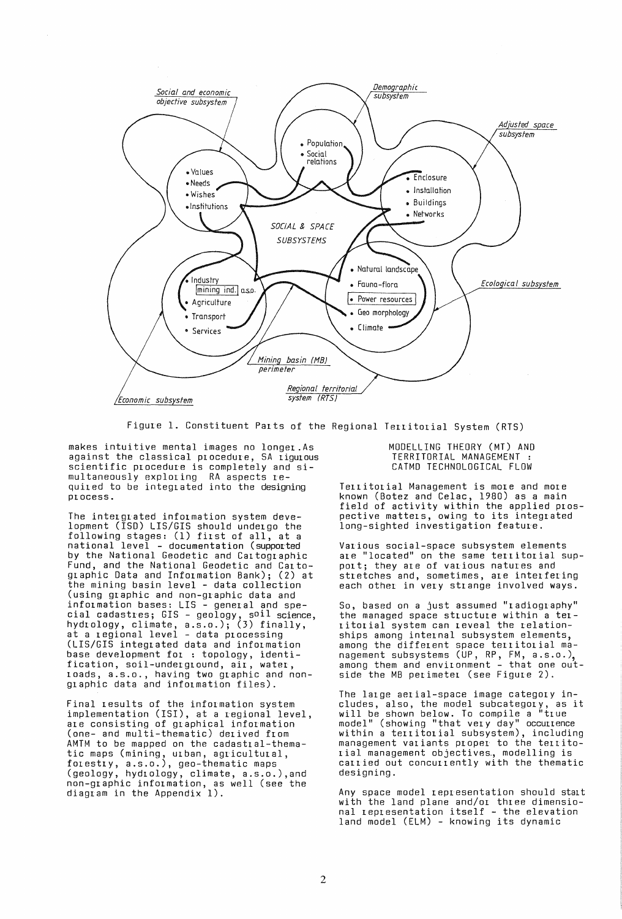Figure 1. Constituent Parts of the Regional Territorial System (RTS)

makes intuitive mental images no longer. As against the classical procedure, SA rigurous scientific procedure is completely and simultaneously exploring RA aspects required to be integrated into the designing process.

The interglated information system development (ISD) LIS/GIS should undergo the following stages: (1) first of all, at a national level - documentation (supported by the National Geodetic and Cartographic Fund, and the National Geodetic and Cartographic Data and Information Bank); (2) at the mining basin level - data collection (using graphic and non-graphic data and information bases: LIS - general and special cadastres; GIS - geology, soil science, hydrology, climate, a.s.o.); (3) finally, at a regional level - data processing (LIS/GIS integrated data and information base development for : topology, identification, soil-underground, air, water, roads, a.s.o., having two graphic and non-graphic data and information files).

Final results of the information system implementation (ISI), at a regional level, are consisting of graphical information (one- and multi-thematic) derived from AMTM to be mapped on the cadastral-thematic maps (mining, urban, agricultural, forestry, a.s.o.), geo-thematic maps (geology, hydrology, climate, a.s.o.), and non-graphic information, as well (see the diagram in the Appendix 1).

## MODELLING THEORY (MT) AND TERRITORIAL MANAGEMENT : CATMD TECHNOLOGICAL FLOW

Territorial Management is more and more known (Botez and Celac, 1980) as a main field of activity within the applied prospective matters, owing to its integrated long-sighted investigation feature.

Various social-space subsystem elements are "located" on the same territorial support; they are of various natures and stretches and, sometimes, are interfering each other in very strange involved ways.

So, based on a just assumed "radiography" the managed space structure within a territorial system can reveal the relationships among internal subsystem elements, among the different space territorial management subsystems (UP, RP, FM, a.s.o.), among them and environment - that one outside the MB perimeter (see Figure 2).

The large aerial-space image category includes, also, the model subcategory, as it will be shown below. To compile a "true model" (showing "that very day" occurrence within a territorial subsystem), including management variants proper to the territorial management objectives, modelling is carried out concurrently with the thematic designing.

Any space model representation should start with the land plane and/or three dimensional representation itself - the elevation land model (ELM) - knowing its dynamic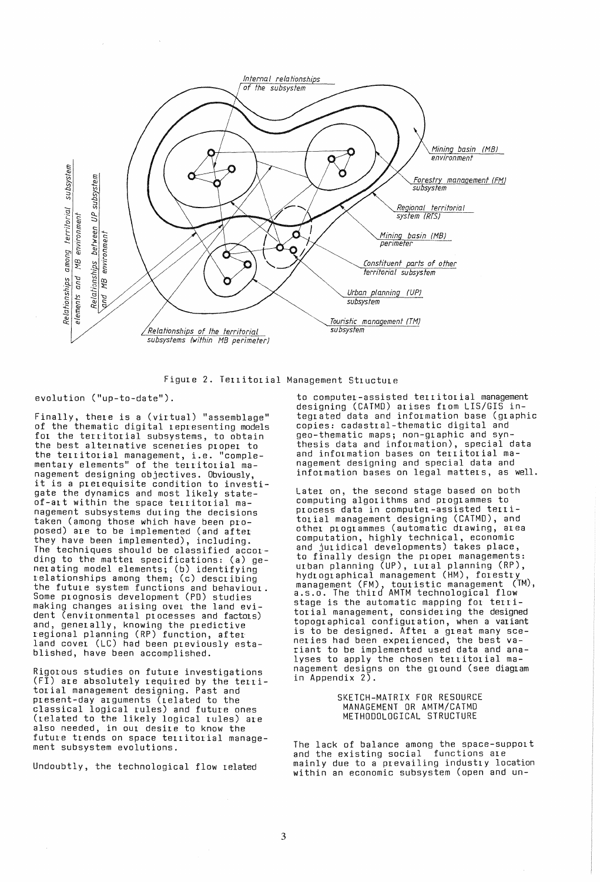Figure 2. Territorial Management Structure

evolution ("up-to-date").

Finally, there is a (virtual) "assemblage" of the thematic digital representing models for the territorial subsystems, to obtain the best alternative sceneries proper to the territorial management, i.e. "complementary elements" of the territorial management designing objectives. Obviously, it is a prerequisite condition to investigate the dynamics and most likely state-of-art within the space territorial management subsystems during the decisions taken (among those which have been proposed) are to be implemented (and after they have been implemented), including. The techniques should be classified according to the matter specifications: (a) generating model elements; (b) identifying relationships among them; (c) describing the future system functions and behaviour. Some prognosis development (PD) studies making changes arising over the land evident (environmental processes and factors) and, generally, knowing the predictive regional planning (RP) function, after land cover (LC) had been previously established, have been accomplished.

Rigorous studies on future investigations (FI) are absolutely required by the territorial management designing. Past and present-day arguments (related to the classical logical rules) and future ones (related to the likely logical rules) are also needed, in our desire to know the future trends on space territorial management subsystem evolutions.

Undoubtly, the technological flow related to computer-assisted territorial management designing (CATMD) arises from LIS/GIS integrated data and information base (graphic copies: cadastral-thematic digital and geo-thematic maps; non-graphic and synthesis data and information), special data and information bases on territorial management designing and special data and information bases on legal matters, as well.

Later on, the second stage based on both computing algorithms and programmes to process data in computer-assisted territorial management designing (CATMD), and other programmes (automatic drawing, area computation, highly technical, economic and juridical developments) takes place, to finally design the proper managements: urban planning (UP), rural planning (RP), hydrographical management (HM), forestry management (FM), touristic management (TM), a.s.o. The third AMTM technological flow stage is the automatic mapping for territorial management, considering the designed topographical configuration, when a variant is to be designed. After a great many sceneries had been experienced, the best variant to be implemented used data and analyses to apply the chosen territorial management designs on the ground (see diagram in Appendix 2).

## SKETCH-MATRIX FOR RESOURCE MANAGEMENT OR AMTM/CATMD METHODOLOGICAL STRUCTURE

The lack of balance among the space-support and the existing social functions are mainly due to a prevailing industry location within an economic subsystem (open and un-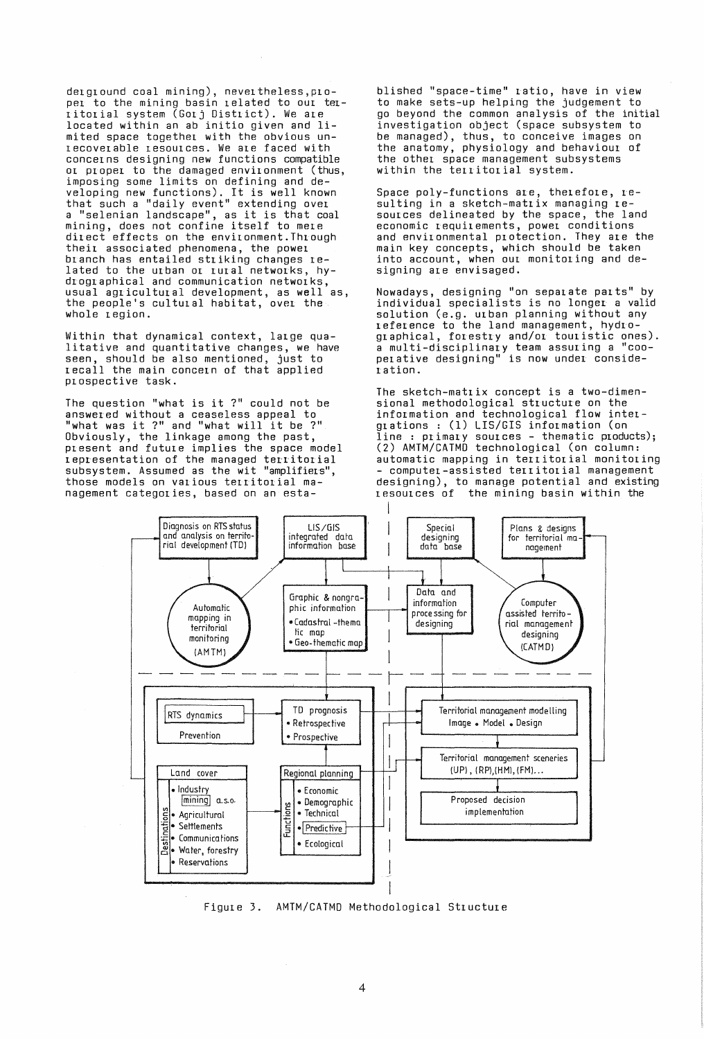derground coal mining), nevertheless,proper to the mining basin related to our territorial system (Gorj District). We are located within an ab initio given and limited space together with the obvious unrecoverable resources. We are faced with concerns designing new functions compatible or proper to the damaged environment (thus, imposing some limits on defining and developing new functions). It is well known that such a "daily event" extending over a "selenian landscape", as it is that coal mining, does not confine itself to mere direct effects on the environment.Through their associated phenomena, the power branch has entailed striking changes related to the urban or rural networks, hydrographical and communication networks, usual agricultural development, as well as, the people's cultural habitat, over the whole region.

Within that dynamical context, large qualitative and quantitative changes, we have seen, should be also mentioned, just to recall the main concern of that applied prospective task.

The question "what is it ?" could not be answered without a ceaseless appeal to "what was it ?" and "what will it be ?" Obviously, the linkage among the past, present and future implies the space model representation of the managed territorial subsystem. Assumed as the wit "amplifiers", those models on various territorial management categories, based on an established "space-time" ratio, have in view to make sets-up helping the judgement to go beyond the common analysis of the initial investigation object (space subsystem to be managed), thus, to conceive images on the anatomy, physiology and behaviour of the other space management subsystems within the territorial system.

Space poly-functions are, therefore, resulting in a sketch-matrix managing resources delineated by the space, the land economic requirements, power conditions and environmental protection. They are the main key concepts, which should be taken into account, when our monitoring and designing are envisaged.

Nowadays, designing "on separate parts" by individual specialists is no longer a valid solution (e.g. urban planning without any reference to the land management, hydrographical, forestry and/or touristic ones). a multi-disciplinary team assuring a "cooperative designing" is now under consideration.

The sketch-matrix concept is a two-dimensional methodological structure on the information and technological flow integrations : (1) LIS/GIS information (on line : primary sources - thematic products); (2) AMTM/CATMD technological (on column: automatic mapping in territorial monitoring - computer-assisted territorial management designing), to manage potential and existing resources of the mining basin within the

Figure 3. AMTM/CATMD Methodological Structure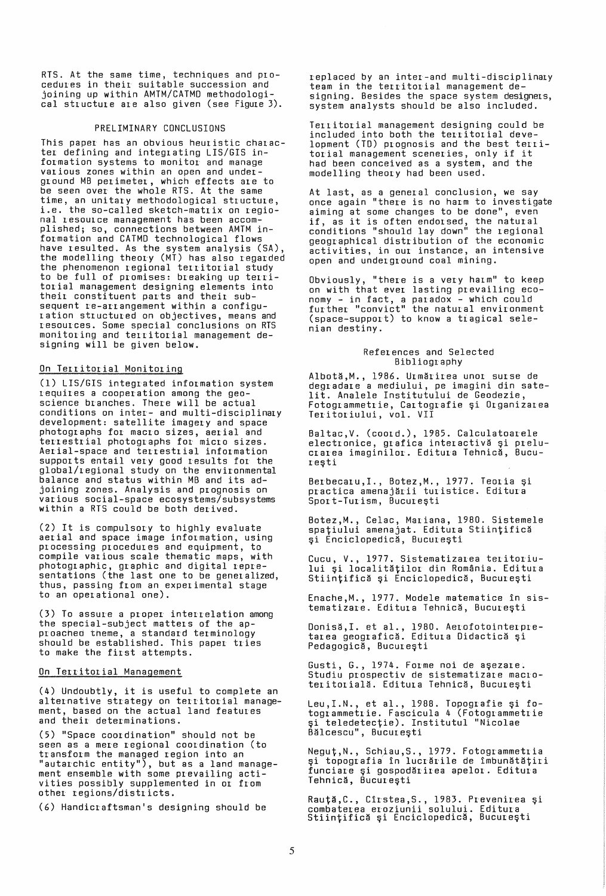RTS. At the same time, techniques and procedures in their suitable succession and joining up within AMTM/CATMD methodological structure are also given (see Figure 3).

## PRELIMINARY CONCLUSIONS

This paper has an obvious heuristic character defining and integrating LIS/GIS information systems to monitor and manage various zones within an open and underground MB perimeter, which effects are to be seen over the whole RTS. At the same time, an unitary methodological structure, i.e. the so-called sketch-matrix on regional resource management has been accomplished; so, connections between AMTM information and CATMD technological flows have resulted. As the system analysis (SA), the modelling theory (MT) has also regarded the phenomenon regional territorial study to be full of promises: breaking up territorial management designing elements into their constituent parts and their subsequent re-arrangement within a configuration structured on objectives, means and resources. Some special conclusions on RTS monitoring and territorial management designing will be given below.

### On Territorial Monitoring

(1) LIS/GIS integrated information system requires a cooperation among the geoscience branches. There will be actual conditions on inter- and multi-disciplinary development: satellite imagery and space photographs for macro sizes, aerial and terrestrial photographs for micro sizes. Aerial-space and terrestrial information supports entail very good results for the global/regional study on the environmental balance and status within MB and its adjoining zones. Analysis and prognosis on various social-space ecosystems/subsystems within a RTS could be both derived.

(2) It is compulsory to highly evaluate aerial and space image information, using processing procedures and equipment, to compile various scale thematic maps, with photographic, graphic and digital representations (the last one to be generalized, thus, passing from an experimental stage to an operational one).

(3) To assure a proper interrelation among the special-subject matters of the approacheo theme, a standard terminology should be established. This paper tries to make the first attempts.

### On Territorial Management

(4) Undoubtly, it is useful to complete an alternative strategy on territorial management, based on the actual land features and their determinations.

(5) "Space coordination" should not be seen as a mere regional coordination (to transform the managed region into an "autarchic entity"), but as a land management ensemble with some prevailing activities possibly supplemented in or from other regions/districts.

(6) Handicraftsman's designing should be replaced by an inter-and multi-disciplinary team in the territorial management designing. Besides the space system designers, system analysts should be also included.

Territorial management designing could be included into both the territorial development (TD) prognosis and the best territorial management sceneries, only if it had been conceived as a system, and the modelling theory had been used.

At last, as a general conclusion, we say once again "there is no harm to investigate aiming at some changes to be done", even if, as it is often endorsed, the natural conditions "should lay down" the regional geographical distribution of the economic activities, in our instance, an intensive open and underground coal mining.

Obviously, "there is a very harm" to keep on with that ever lasting prevailing economy - in fact, a paradox - which could further "convict" the natural environment (space-support) to know a tragical selenian destiny.

## References and Selected Bibliography

Albotă,M., 1986. Urmărirea unor surse de degradare a mediului, pe imagini din satelit. Analele Institutului de Geodezie, Fotogrammetrie, Cartografie şi Organizarea Teritoriului, vol. VII

Baltac,V. (coord.), 1985. Calculatoarele electronice, grafica interactivă şi prelucrarea imaginilor. Editura Tehnică, Bucureşti

Berbecaru,I., Botez,M., 1977. Teoria şi practica amenajării turistice. Editura Sport-Turism, Bucureşti

Botez,M., Celac, Mariana, 1980. Sistemele spaţiului amenajat. Editura Stiinţifică şi Enciclopedică, Bucureşti

Cucu, V., 1977. Sistematizarea teritoriului şi localităţilor din România. Editura Stiinţifică şi Enciclopedică, Bucureşti

Enache,M., 1977. Modele matematice în sistematizare. Editura Tehnică, Bucureşti

Donisă,I. et al., 1980. Aerofotointerpretarea geografică. Editura Didactică şi Pedagogică, Bucureşti

Gusti, G., 1974. Forme noi de aşezare. Studiu prospectiv de sistematizare macroteritorială. Editura Tehnică, Bucureşti

Leu,I.N., et al., 1988. Topografie şi fotogrammetrie. Fascicula 4 (Fotogrammetrie şi teledetecţie). Institutul "Nicolae Bălcescu", Bucureşti

Neguţ,N., Schiau,S., 1979. Fotogrammetria şi topografia în lucrările de îmbunătăţiri funciare şi gospodărirea apelor. Editura Tehnică, Bucureşti

Rauţă,C., Cîrstea,S., 1983. Prevenirea şi combaterea eroziunii solului. Editura Stiinţifică şi Enciclopedică, Bucureşti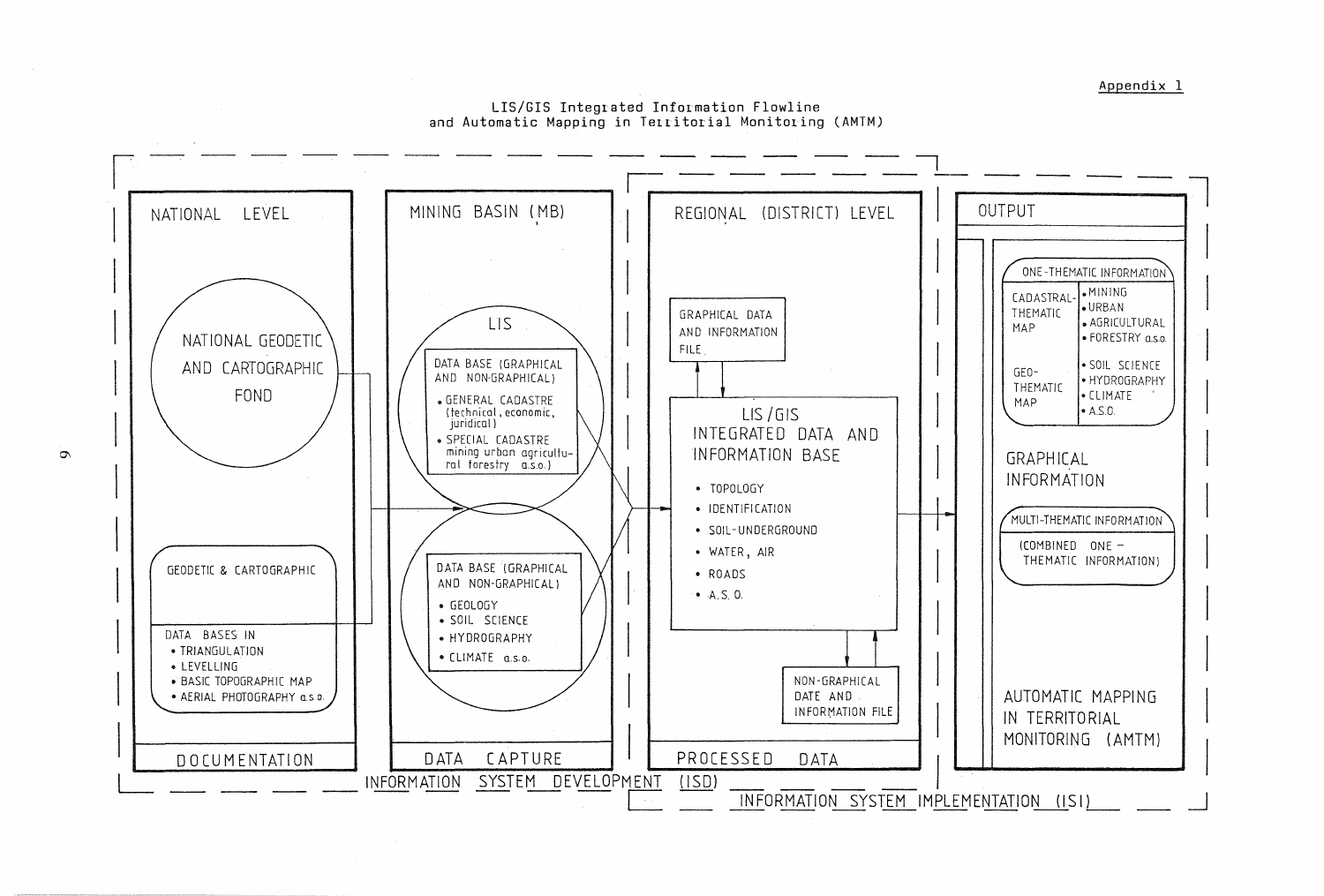Appendix 1

## LIS/GIS Integrated Information Flowline and Automatic Mapping in Territorial Monitoring (AMTM)

**NATIONAL LEVEL**

NATIONAL GEODETIC AND CARTOGRAPHIC FOND

GEODETIC & CARTOGRAPHIC

DATA BASES IN
- TRIANGULATION
- LEVELLING
- BASIC TOPOGRAPHIC MAP
- AERIAL PHOTOGRAPHY a.s.o.

DOCUMENTATION

**MINING BASIN (MB)**

LIS

DATA BASE (GRAPHICAL AND NON-GRAPHICAL)
- GENERAL CADASTRE (technical, economic, juridical)
- SPECIAL CADASTRE mining urban agricultural forestry a.s.o.)

DATA BASE (GRAPHICAL AND NON-GRAPHICAL)
- GEOLOGY
- SOIL SCIENCE
- HYDROGRAPHY
- CLIMATE a.s.o.

DATA CAPTURE

**REGIONAL (DISTRICT) LEVEL**

GRAPHICAL DATA AND INFORMATION FILE

LIS/GIS INTEGRATED DATA AND INFORMATION BASE
- TOPOLOGY
- IDENTIFICATION
- SOIL-UNDERGROUND
- WATER, AIR
- ROADS
- A.S.O.

NON-GRAPHICAL DATE AND INFORMATION FILE

PROCESSED DATA

**OUTPUT**

ONE-THEMATIC INFORMATION

| | |
|---|---|
| CADASTRAL-THEMATIC MAP | • MINING • URBAN • AGRICULTURAL • FORESTRY a.s.o. |
| GEO-THEMATIC MAP | • SOIL SCIENCE • HYDROGRAPHY • CLIMATE • A.S.O. |

GRAPHICAL INFORMATION

MULTI-THEMATIC INFORMATION

(COMBINED ONE-THEMATIC INFORMATION)

AUTOMATIC MAPPING IN TERRITORIAL MONITORING (AMTM)

INFORMATION SYSTEM DEVELOPMENT (ISD)

INFORMATION SYSTEM IMPLEMENTATION (ISI)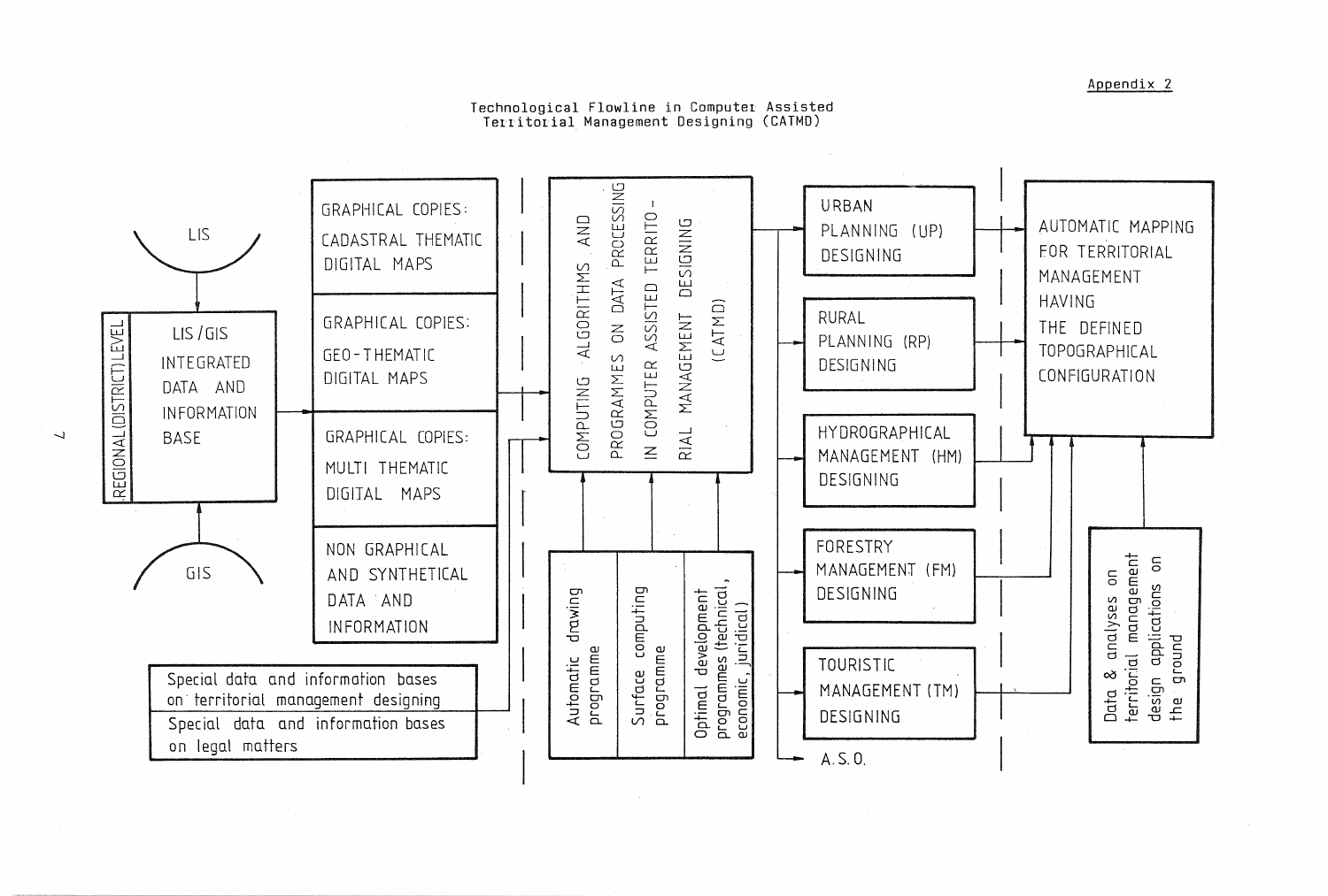Appendix 2

Technological Flowline in Computer Assisted Territorial Management Designing (CATMD)

LIS

GIS

REGIONAL (DISTRICT) LEVEL

LIS / GIS INTEGRATED DATA AND INFORMATION BASE

GRAPHICAL COPIES: CADASTRAL THEMATIC DIGITAL MAPS

GRAPHICAL COPIES: GEO-THEMATIC DIGITAL MAPS

GRAPHICAL COPIES: MULTI THEMATIC DIGITAL MAPS

NON GRAPHICAL AND SYNTHETICAL DATA AND INFORMATION

Special data and information bases on territorial management designing

Special data and information bases on legal matters

COMPUTING ALGORITHMS AND PROGRAMMES ON DATA PROCESSING IN COMPUTER ASSISTED TERRITORIAL MANAGEMENT DESIGNING (CATMD)

Automatic drawing programme

Surface computing programme

Optimal development programmes (technical, economic, juridical)

URBAN PLANNING (UP) DESIGNING

RURAL PLANNING (RP) DESIGNING

HYDROGRAPHICAL MANAGEMENT (HM) DESIGNING

FORESTRY MANAGEMENT (FM) DESIGNING

TOURISTIC MANAGEMENT (TM) DESIGNING

A.S.O.

AUTOMATIC MAPPING FOR TERRITORIAL MANAGEMENT HAVING THE DEFINED TOPOGRAPHICAL CONFIGURATION

Data & analyses on territorial management design applications on the ground